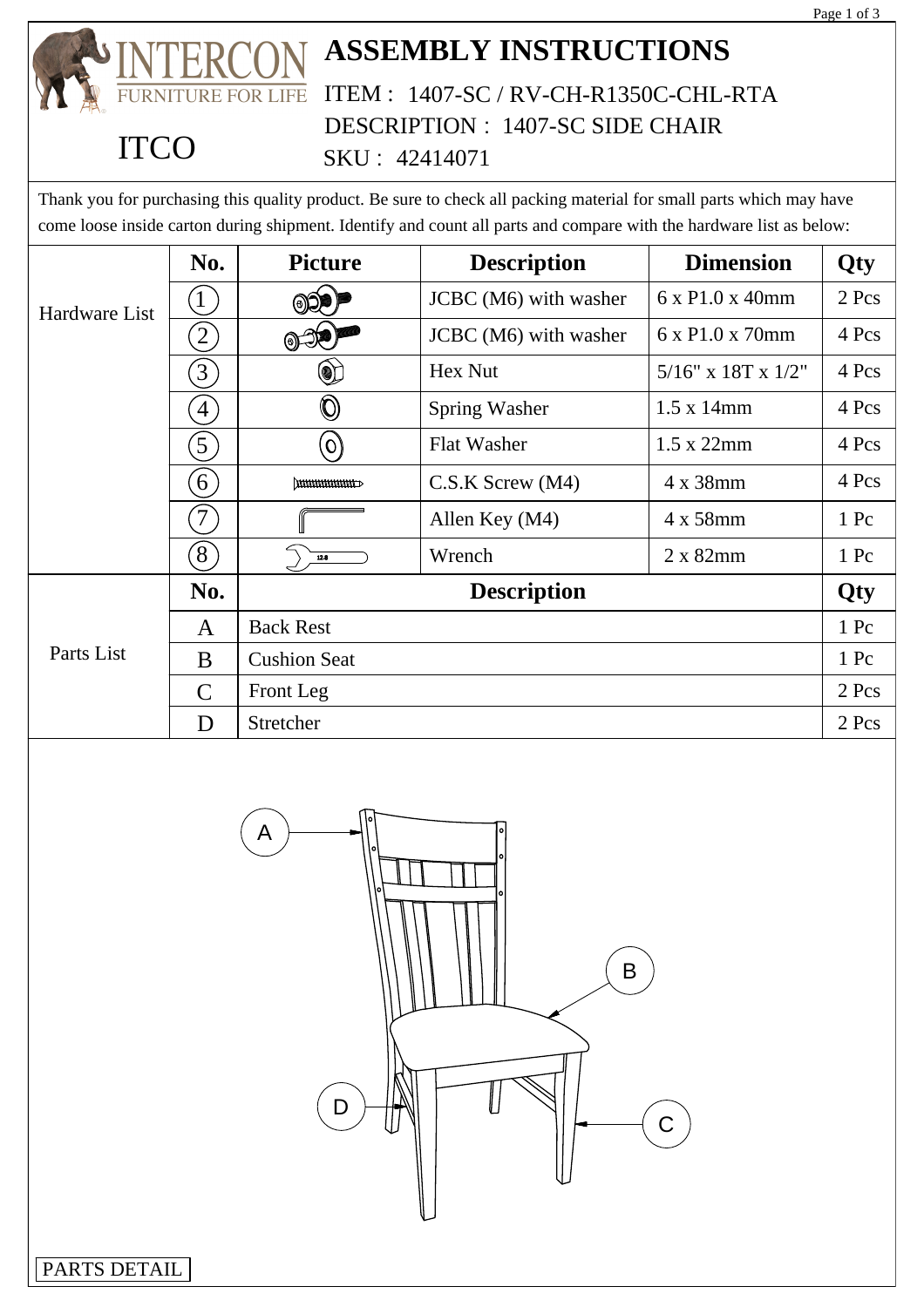INTERCON FURNITURE FOR LIFE

ITCO

# ASSEMBLY INSTRUCTIONS

ITEM : 1407-SC / RV-CH-R1350C-CHL-RTA

DESCRIPTION : 1407-SC SIDE CHAIR

SKU : 42414071

Thank you for purchasing this quality product. Be sure to check all packing material for small parts which may have come loose inside carton during shipment. Identify and count all parts and compare with the hardware list as below:

| Hardware List | No. | Picture | Description | Dimension | Qty |
|---|---|---|---|---|---|
| | 1 | | JCBC (M6) with washer | 6 x P1.0 x 40mm | 2 Pcs |
| | 2 | | JCBC (M6) with washer | 6 x P1.0 x 70mm | 4 Pcs |
| | 3 | | Hex Nut | 5/16" x 18T x 1/2" | 4 Pcs |
| | 4 | | Spring Washer | 1.5 x 14mm | 4 Pcs |
| | 5 | | Flat Washer | 1.5 x 22mm | 4 Pcs |
| | 6 | | C.S.K Screw (M4) | 4 x 38mm | 4 Pcs |
| | 7 | | Allen Key (M4) | 4 x 58mm | 1 Pc |
| | 8 | | Wrench | 2 x 82mm | 1 Pc |

| Parts List | No. | Description | Qty |
|---|---|---|---|
| | A | Back Rest | 1 Pc |
| | B | Cushion Seat | 1 Pc |
| | C | Front Leg | 2 Pcs |
| | D | Stretcher | 2 Pcs |

A

B

D

C

PARTS DETAIL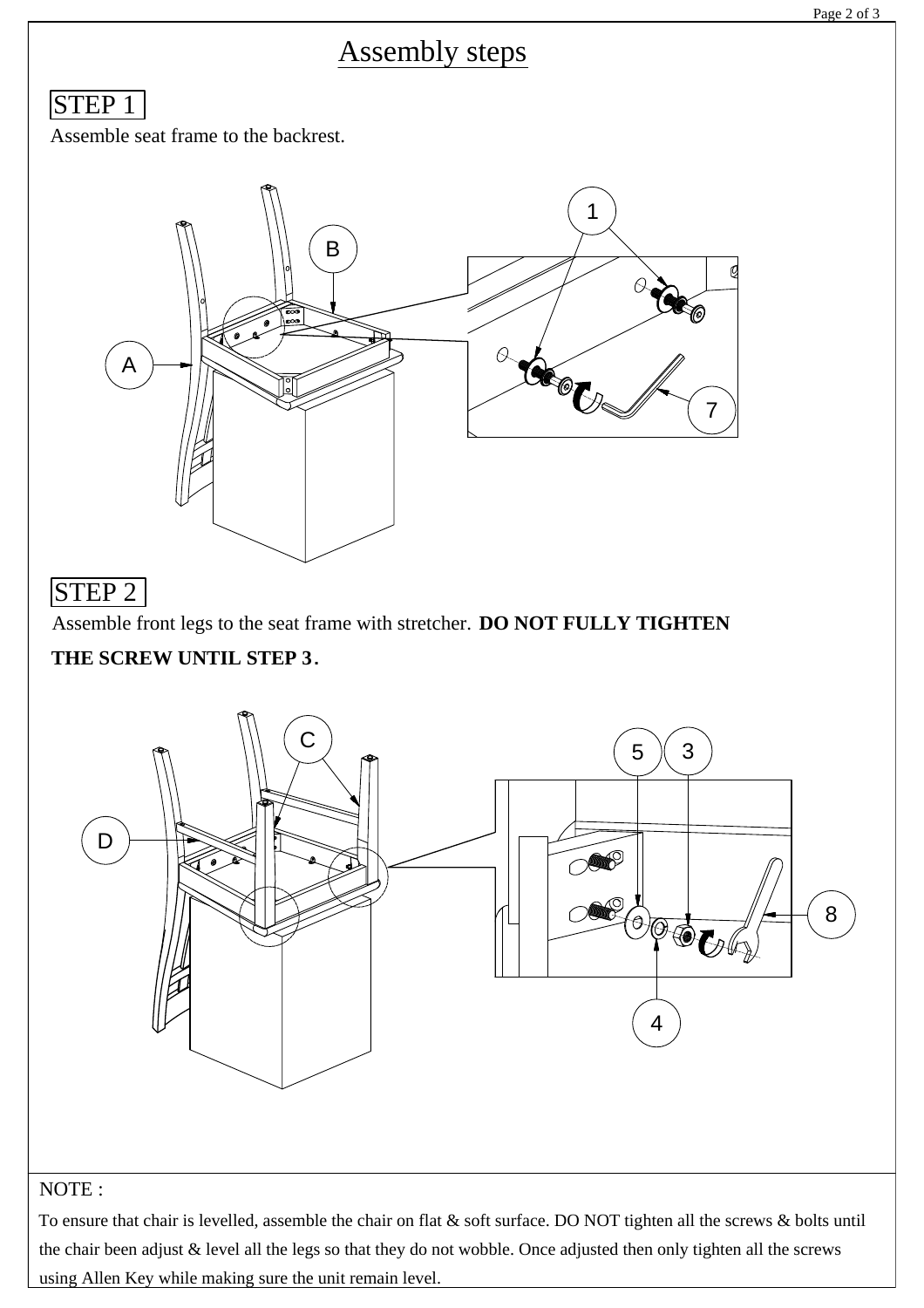# Assembly steps

## STEP 1

Assemble seat frame to the backrest.

## STEP 2

Assemble front legs to the seat frame with stretcher. **DO NOT FULLY TIGHTEN THE SCREW UNTIL STEP 3.**

NOTE :

To ensure that chair is levelled, assemble the chair on flat & soft surface. DO NOT tighten all the screws & bolts until the chair been adjust & level all the legs so that they do not wobble. Once adjusted then only tighten all the screws using Allen Key while making sure the unit remain level.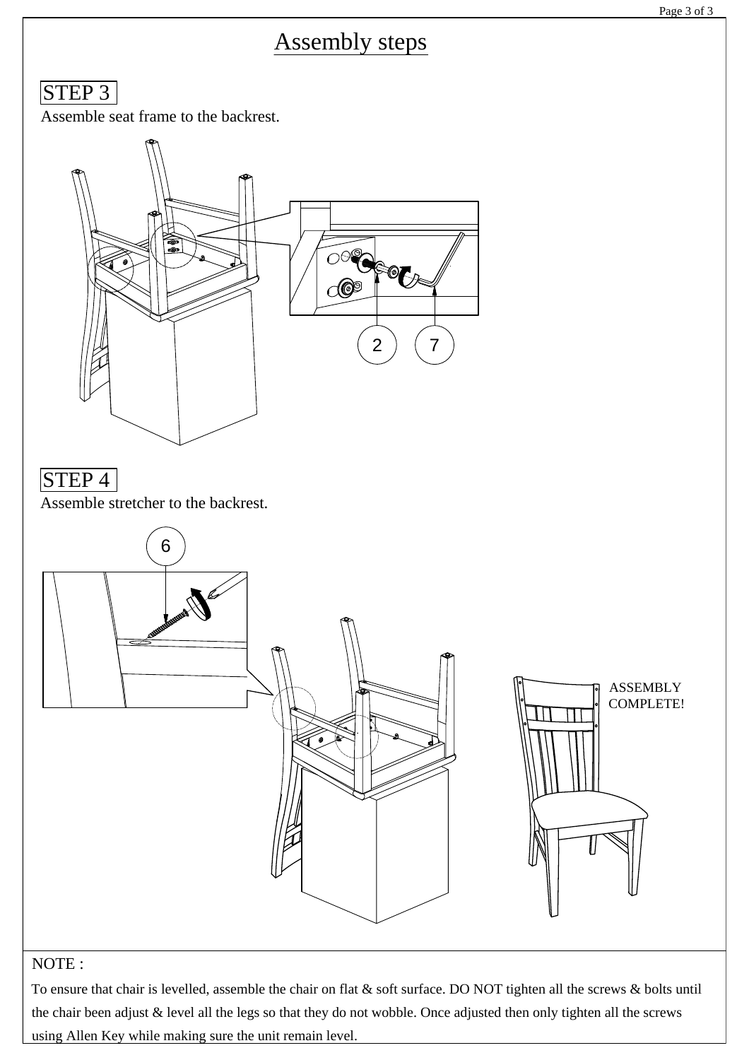# Assembly steps

## STEP 3

Assemble seat frame to the backrest.

2

7

## STEP 4

Assemble stretcher to the backrest.

6

ASSEMBLY COMPLETE!

NOTE :

To ensure that chair is levelled, assemble the chair on flat & soft surface. DO NOT tighten all the screws & bolts until the chair been adjust & level all the legs so that they do not wobble. Once adjusted then only tighten all the screws using Allen Key while making sure the unit remain level.